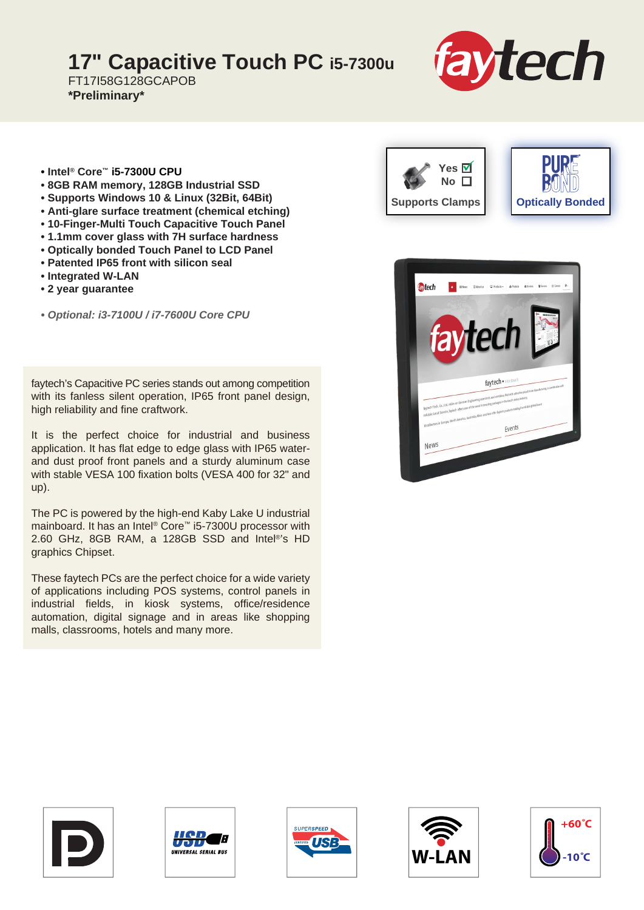# 17" Capacitive Touch PC i5-7300u

FT17I58G128GCAPOB

**\*Preliminary\***

- **Intel® Core™ i5-7300U CPU**
- **8GB RAM memory, 128GB Industrial SSD**
- **Supports Windows 10 & Linux (32Bit, 64Bit)**
- **Anti-glare surface treatment (chemical etching)**
- **10-Finger-Multi Touch Capacitive Touch Panel**
- **1.1mm cover glass with 7H surface hardness**
- **Optically bonded Touch Panel to LCD Panel**
- **Patented IP65 front with silicon seal**
- **Integrated W-LAN**
- **2 year guarantee**

***• Optional: i3-7100U / i7-7600U Core CPU***

Supports Clamps: Yes ☑ No ☐

Optically Bonded

faytech's Capacitive PC series stands out among competition with its fanless silent operation, IP65 front panel design, high reliability and fine craftwork.

It is the perfect choice for industrial and business application. It has flat edge to edge glass with IP65 water- and dust proof front panels and a sturdy aluminum case with stable VESA 100 fixation bolts (VESA 400 for 32" and up).

The PC is powered by the high-end Kaby Lake U industrial mainboard. It has an Intel® Core™ i5-7300U processor with 2.60 GHz, 8GB RAM, a 128GB SSD and Intel®'s HD graphics Chipset.

These faytech PCs are the perfect choice for a wide variety of applications including POS systems, control panels in industrial fields, in kiosk systems, office/residence automation, digital signage and in areas like shopping malls, classrooms, hotels and many more.

W-LAN

+60°C / -10°C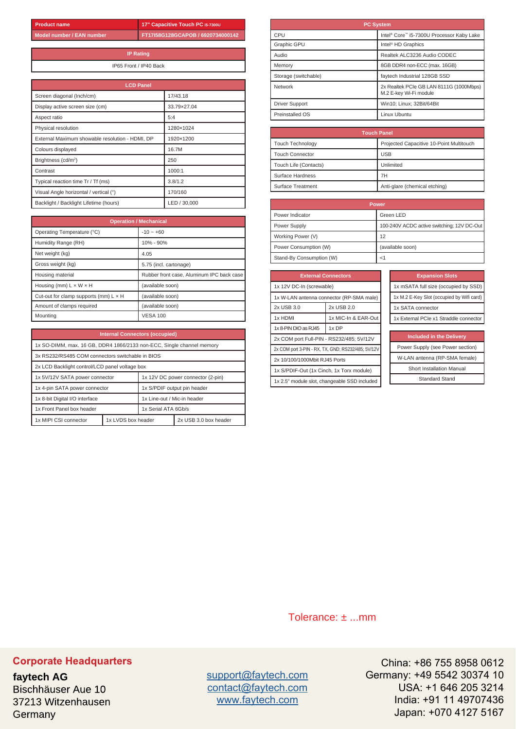| Product name | 17" Capacitive Touch PC i5-7300U |
|---|---|
| Model number / EAN number | FT17I58G128GCAPOB / 6920734000142 |

| IP Rating |
|---|
| IP65 Front / IP40 Back |

| LCD Panel | |
|---|---|
| Screen diagonal (Inch/cm) | 17/43.18 |
| Display active screen size (cm) | 33.79×27.04 |
| Aspect ratio | 5:4 |
| Physical resolution | 1280×1024 |
| External Maximum showable resolution - HDMI, DP | 1920×1200 |
| Colours displayed | 16.7M |
| Brightness (cd/m²) | 250 |
| Contrast | 1000:1 |
| Typical reaction time Tr / Tf (ms) | 3.8/1.2 |
| Visual Angle horizontal / vertical (°) | 170/160 |
| Backlight / Backlight Lifetime (hours) | LED / 30,000 |

| Operation / Mechanical | |
|---|---|
| Operating Temperature (°C) | -10 ~ +60 |
| Humidity Range (RH) | 10% - 90% |
| Net weight (kg) | 4.05 |
| Gross weight (kg) | 5.75 (incl. cartonage) |
| Housing material | Rubber front case, Aluminum IPC back case |
| Housing (mm) L × W × H | (available soon) |
| Cut-out for clamp supports (mm) L × H | (available soon) |
| Amount of clamps required | (available soon) |
| Mounting | VESA 100 |

| Internal Connectors (occupied) | | |
|---|---|---|
| 1x SO-DIMM, max. 16 GB, DDR4 1866/2133 non-ECC, Single channel memory | | |
| 3x RS232/RS485 COM connectors switchable in BIOS | | |
| 2x LCD Backlight control/LCD panel voltage box | | |
| 1x 5V/12V SATA power connector | 1x 12V DC power connector (2-pin) | |
| 1x 4-pin SATA power connector | 1x S/PDIF output pin header | |
| 1x 8-bit Digital I/O interface | 1x Line-out / Mic-in header | |
| 1x Front Panel box header | 1x Serial ATA 6Gb/s | |
| 1x MIPI CSI connector | 1x LVDS box header | 2x USB 3.0 box header |

| PC System | |
|---|---|
| CPU | Intel® Core™ i5-7300U Processor Kaby Lake |
| Graphic GPU | Intel® HD Graphics |
| Audio | Realtek ALC3236 Audio CODEC |
| Memory | 8GB DDR4 non-ECC (max. 16GB) |
| Storage (switchable) | faytech Industrial 128GB SSD |
| Network | 2x Realtek PCIe GB LAN 8111G (1000Mbps) M.2 E-key Wi-Fi module |
| Driver Support | Win10; Linux; 32Bit/64Bit |
| Preinstalled OS | Linux Ubuntu |

| Touch Panel | |
|---|---|
| Touch Technology | Projected Capacitive 10-Point Multitouch |
| Touch Connector | USB |
| Touch Life (Contacts) | Unlimited |
| Surface Hardness | 7H |
| Surface Treatment | Anti-glare (chemical etching) |

| Power | |
|---|---|
| Power Indicator | Green LED |
| Power Supply | 100-240V ACDC active switching; 12V DC-Out |
| Working Power (V) | 12 |
| Power Consumption (W) | (available soon) |
| Stand-By Consumption (W) | <1 |

| External Connectors | |
|---|---|
| 1x 12V DC-In (screwable) | |
| 1x W-LAN antenna connector (RP-SMA male) | |
| 2x USB 3.0 | 2x USB 2.0 |
| 1x HDMI | 1x MIC-In & EAR-Out |
| 1x 8-PIN DIO as RJ45 | 1x DP |
| 2x COM port Full-PIN - RS232/485; 5V/12V | |
| 2x COM port 3-PIN - RX, TX, GND; RS232/485; 5V/12V | |
| 2x 10/100/1000Mbit RJ45 Ports | |
| 1x S/PDIF-Out (1x Cinch, 1x Torx module) | |
| 1x 2.5" module slot, changeable SSD included | |

| Expansion Slots |
|---|
| 1x mSATA full size (occupied by SSD) |
| 1x M.2 E-Key Slot (occupied by Wifi card) |
| 1x SATA connector |
| 1x External PCIe x1 Straddle connector |

| Included in the Delivery |
|---|
| Power Supply (see Power section) |
| W-LAN antenna (RP-SMA female) |
| Short Installation Manual |
| Standard Stand |

Tolerance: ± ...mm

**Corporate Headquarters**

**faytech AG**
Bischhäuser Aue 10
37213 Witzenhausen
Germany

support@faytech.com
contact@faytech.com
www.faytech.com

China: +86 755 8958 0612
Germany: +49 5542 30374 10
USA: +1 646 205 3214
India: +91 11 49707436
Japan: +070 4127 5167